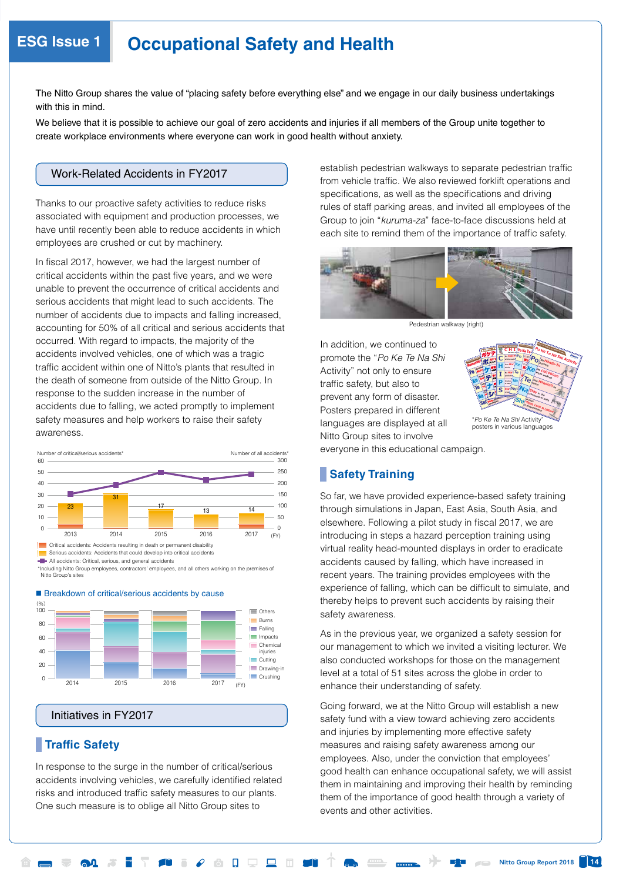# ESG Issue 1 Occupational Safety and Health

The Nitto Group shares the value of "placing safety before everything else" and we engage in our daily business undertakings with this in mind.

We believe that it is possible to achieve our goal of zero accidents and injuries if all members of the Group unite together to create workplace environments where everyone can work in good health without anxiety.

## Work-Related Accidents in FY2017

Thanks to our proactive safety activities to reduce risks associated with equipment and production processes, we have until recently been able to reduce accidents in which employees are crushed or cut by machinery.

In fiscal 2017, however, we had the largest number of critical accidents within the past five years, and we were unable to prevent the occurrence of critical accidents and serious accidents that might lead to such accidents. The number of accidents due to impacts and falling increased, accounting for 50% of all critical and serious accidents that occurred. With regard to impacts, the majority of the accidents involved vehicles, one of which was a tragic traffic accident within one of Nitto's plants that resulted in the death of someone from outside of the Nitto Group. In response to the sudden increase in the number of accidents due to falling, we acted promptly to implement safety measures and help workers to raise their safety awareness.

Number of critical/serious accidents* / Number of all accidents*

| FY | Critical/serious accidents |
|---|---|
| 2013 | 23 |
| 2014 | 31 |
| 2015 | 17 |
| 2016 | 13 |
| 2017 | 14 |

- Critical accidents: Accidents resulting in death or permanent disability
- Serious accidents: Accidents that could develop into critical accidents
- All accidents: Critical, serious, and general accidents

*Including Nitto Group employees, contractors' employees, and all others working on the premises of Nitto Group's sites

**Breakdown of critical/serious accidents by cause**

(%) FY2014–2017; categories: Others, Burns, Falling, Impacts, Chemical injuries, Cutting, Drawing-in, Crushing

## Initiatives in FY2017

### Traffic Safety

In response to the surge in the number of critical/serious accidents involving vehicles, we carefully identified related risks and introduced traffic safety measures to our plants. One such measure is to oblige all Nitto Group sites to establish pedestrian walkways to separate pedestrian traffic from vehicle traffic. We also reviewed forklift operations and specifications, as well as the specifications and driving rules of staff parking areas, and invited all employees of the Group to join "*kuruma-za*" face-to-face discussions held at each site to remind them of the importance of traffic safety.

Pedestrian walkway (right)

In addition, we continued to promote the "*Po Ke Te Na Shi* Activity" not only to ensure traffic safety, but also to prevent any form of disaster. Posters prepared in different languages are displayed at all Nitto Group sites to involve everyone in this educational campaign.

"*Po Ke Te Na Shi* Activity" posters in various languages

### Safety Training

So far, we have provided experience-based safety training through simulations in Japan, East Asia, South Asia, and elsewhere. Following a pilot study in fiscal 2017, we are introducing in steps a hazard perception training using virtual reality head-mounted displays in order to eradicate accidents caused by falling, which have increased in recent years. The training provides employees with the experience of falling, which can be difficult to simulate, and thereby helps to prevent such accidents by raising their safety awareness.

As in the previous year, we organized a safety session for our management to which we invited a visiting lecturer. We also conducted workshops for those on the management level at a total of 51 sites across the globe in order to enhance their understanding of safety.

Going forward, we at the Nitto Group will establish a new safety fund with a view toward achieving zero accidents and injuries by implementing more effective safety measures and raising safety awareness among our employees. Also, under the conviction that employees' good health can enhance occupational safety, we will assist them in maintaining and improving their health by reminding them of the importance of good health through a variety of events and other activities.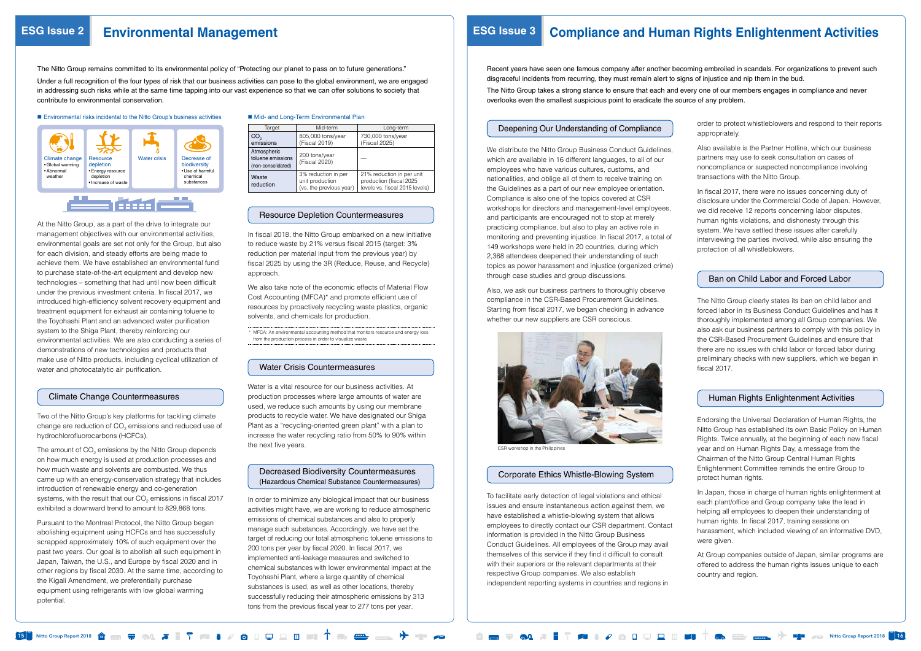# ESG Issue 2 Environmental Management

The Nitto Group remains committed to its environmental policy of "Protecting our planet to pass on to future generations."

Under a full recognition of the four types of risk that our business activities can pose to the global environment, we are engaged in addressing such risks while at the same time tapping into our vast experience so that we can offer solutions to society that contribute to environmental conservation.

■ Environmental risks incidental to the Nitto Group's business activities

- Climate change
  - Global warming
  - Abnormal weather
- Resource depletion
  - Energy resource depletion
  - Increase of waste
- Water crisis
- Decrease of biodiversity
  - Use of harmful chemical substances

■ Mid- and Long-Term Environmental Plan

| Target | Mid-term | Long-term |
| --- | --- | --- |
| $CO_2$ emissions | 805,000 tons/year (Fiscal 2019) | 730,000 tons/year (Fiscal 2025) |
| Atmospheric toluene emissions (non-consolidated) | 200 tons/year (Fiscal 2020) | — |
| Waste reduction | 3% reduction in per unit production (vs. the previous year) | 21% reduction in per unit production (fiscal 2025 levels vs. fiscal 2015 levels) |

At the Nitto Group, as a part of the drive to integrate our management objectives with our environmental activities, environmental goals are set not only for the Group, but also for each division, and steady efforts are being made to achieve them. We have established an environmental fund to purchase state-of-the-art equipment and develop new technologies – something that had until now been difficult under the previous investment criteria. In fiscal 2017, we introduced high-efficiency solvent recovery equipment and treatment equipment for exhaust air containing toluene to the Toyohashi Plant and an advanced water purification system to the Shiga Plant, thereby reinforcing our environmental activities. We are also conducting a series of demonstrations of new technologies and products that make use of Nitto products, including cyclical utilization of water and photocatalytic air purification.

## Climate Change Countermeasures

Two of the Nitto Group's key platforms for tackling climate change are reduction of $CO_2$ emissions and reduced use of hydrochlorofluorocarbons (HCFCs).

The amount of $CO_2$ emissions by the Nitto Group depends on how much energy is used at production processes and how much waste and solvents are combusted. We thus came up with an energy-conservation strategy that includes introduction of renewable energy and co-generation systems, with the result that our $CO_2$ emissions in fiscal 2017 exhibited a downward trend to amount to 829,868 tons.

Pursuant to the Montreal Protocol, the Nitto Group began abolishing equipment using HCFCs and has successfully scrapped approximately 10% of such equipment over the past two years. Our goal is to abolish all such equipment in Japan, Taiwan, the U.S., and Europe by fiscal 2020 and in other regions by fiscal 2030. At the same time, according to the Kigali Amendment, we preferentially purchase equipment using refrigerants with low global warming potential.

## Resource Depletion Countermeasures

In fiscal 2018, the Nitto Group embarked on a new initiative to reduce waste by 21% versus fiscal 2015 (target: 3% reduction per material input from the previous year) by fiscal 2025 by using the 3R (Reduce, Reuse, and Recycle) approach.

We also take note of the economic effects of Material Flow Cost Accounting (MFCA)* and promote efficient use of resources by proactively recycling waste plastics, organic solvents, and chemicals for production.

\* MFCA: An environmental accounting method that monitors resource and energy loss from the production process in order to visualize waste

## Water Crisis Countermeasures

Water is a vital resource for our business activities. At production processes where large amounts of water are used, we reduce such amounts by using our membrane products to recycle water. We have designated our Shiga Plant as a "recycling-oriented green plant" with a plan to increase the water recycling ratio from 50% to 90% within the next five years.

## Decreased Biodiversity Countermeasures (Hazardous Chemical Substance Countermeasures)

In order to minimize any biological impact that our business activities might have, we are working to reduce atmospheric emissions of chemical substances and also to properly manage such substances. Accordingly, we have set the target of reducing our total atmospheric toluene emissions to 200 tons per year by fiscal 2020. In fiscal 2017, we implemented anti-leakage measures and switched to chemical substances with lower environmental impact at the Toyohashi Plant, where a large quantity of chemical substances is used, as well as other locations, thereby successfully reducing their atmospheric emissions by 313 tons from the previous fiscal year to 277 tons per year.

# ESG Issue 3 Compliance and Human Rights Enlightenment Activities

Recent years have seen one famous company after another becoming embroiled in scandals. For organizations to prevent such disgraceful incidents from recurring, they must remain alert to signs of injustice and nip them in the bud.

The Nitto Group takes a strong stance to ensure that each and every one of our members engages in compliance and never overlooks even the smallest suspicious point to eradicate the source of any problem.

## Deepening Our Understanding of Compliance

We distribute the Nitto Group Business Conduct Guidelines, which are available in 16 different languages, to all of our employees who have various cultures, customs, and nationalities, and oblige all of them to receive training on the Guidelines as a part of our new employee orientation. Compliance is also one of the topics covered at CSR workshops for directors and management-level employees, and participants are encouraged not to stop at merely practicing compliance, but also to play an active role in monitoring and preventing injustice. In fiscal 2017, a total of 149 workshops were held in 20 countries, during which 2,368 attendees deepened their understanding of such topics as power harassment and injustice (organized crime) through case studies and group discussions.

Also, we ask our business partners to thoroughly observe compliance in the CSR-Based Procurement Guidelines. Starting from fiscal 2017, we began checking in advance whether our new suppliers are CSR conscious.

CSR workshop in the Philippines

## Corporate Ethics Whistle-Blowing System

To facilitate early detection of legal violations and ethical issues and ensure instantaneous action against them, we have established a whistle-blowing system that allows employees to directly contact our CSR department. Contact information is provided in the Nitto Group Business Conduct Guidelines. All employees of the Group may avail themselves of this service if they find it difficult to consult with their superiors or the relevant departments at their respective Group companies. We also establish independent reporting systems in countries and regions in order to protect whistleblowers and respond to their reports appropriately.

Also available is the Partner Hotline, which our business partners may use to seek consultation on cases of noncompliance or suspected noncompliance involving transactions with the Nitto Group.

In fiscal 2017, there were no issues concerning duty of disclosure under the Commercial Code of Japan. However, we did receive 12 reports concerning labor disputes, human rights violations, and dishonesty through this system. We have settled these issues after carefully interviewing the parties involved, while also ensuring the protection of all whistleblowers.

## Ban on Child Labor and Forced Labor

The Nitto Group clearly states its ban on child labor and forced labor in its Business Conduct Guidelines and has it thoroughly implemented among all Group companies. We also ask our business partners to comply with this policy in the CSR-Based Procurement Guidelines and ensure that there are no issues with child labor or forced labor during preliminary checks with new suppliers, which we began in fiscal 2017.

## Human Rights Enlightenment Activities

Endorsing the Universal Declaration of Human Rights, the Nitto Group has established its own Basic Policy on Human Rights. Twice annually, at the beginning of each new fiscal year and on Human Rights Day, a message from the Chairman of the Nitto Group Central Human Rights Enlightenment Committee reminds the entire Group to protect human rights.

In Japan, those in charge of human rights enlightenment at each plant/office and Group company take the lead in helping all employees to deepen their understanding of human rights. In fiscal 2017, training sessions on harassment, which included viewing of an informative DVD, were given.

At Group companies outside of Japan, similar programs are offered to address the human rights issues unique to each country and region.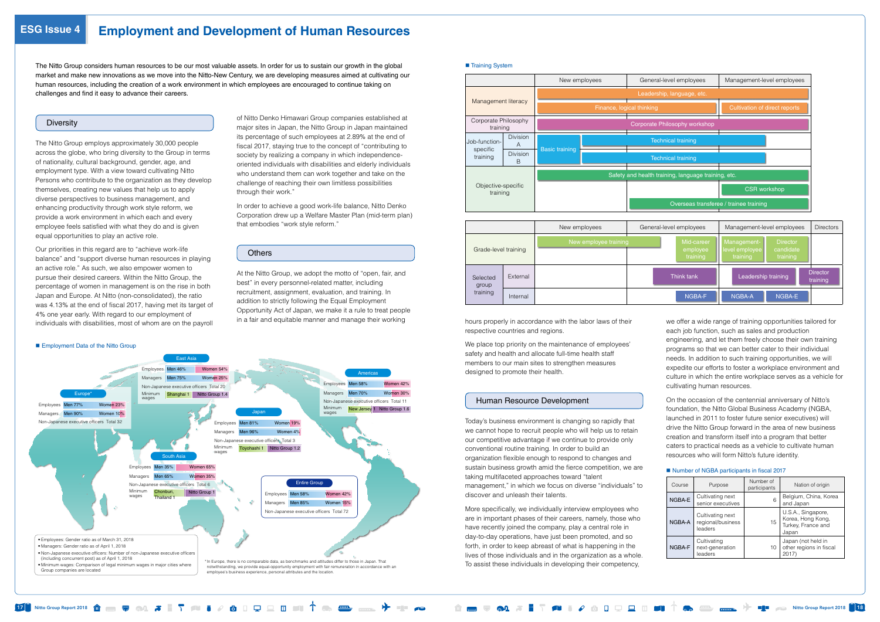# ESG Issue 4 Employment and Development of Human Resources

The Nitto Group considers human resources to be our most valuable assets. In order for us to sustain our growth in the global market and make new innovations as we move into the Nitto-New Century, we are developing measures aimed at cultivating our human resources, including the creation of a work environment in which employees are encouraged to continue taking on challenges and find it easy to advance their careers.

## Diversity

The Nitto Group employs approximately 30,000 people across the globe, who bring diversity to the Group in terms of nationality, cultural background, gender, age, and employment type. With a view toward cultivating Nitto Persons who contribute to the organization as they develop themselves, creating new values that help us to apply diverse perspectives to business management, and enhancing productivity through work style reform, we provide a work environment in which each and every employee feels satisfied with what they do and is given equal opportunities to play an active role.

Our priorities in this regard are to "achieve work-life balance" and "support diverse human resources in playing an active role." As such, we also empower women to pursue their desired careers. Within the Nitto Group, the percentage of women in management is on the rise in both Japan and Europe. At Nitto (non-consolidated), the ratio was 4.13% at the end of fiscal 2017, having met its target of 4% one year early. With regard to our employment of individuals with disabilities, most of whom are on the payroll of Nitto Denko Himawari Group companies established at major sites in Japan, the Nitto Group in Japan maintained its percentage of such employees at 2.89% at the end of fiscal 2017, staying true to the concept of "contributing to society by realizing a company in which independence-oriented individuals with disabilities and elderly individuals who understand them can work together and take on the challenge of reaching their own limitless possibilities through their work."

In order to achieve a good work-life balance, Nitto Denko Corporation drew up a Welfare Master Plan (mid-term plan) that embodies "work style reform."

## Others

At the Nitto Group, we adopt the motto of "open, fair, and best" in every personnel-related matter, including recruitment, assignment, evaluation, and training. In addition to strictly following the Equal Employment Opportunity Act of Japan, we make it a rule to treat people in a fair and equitable manner and manage their working hours properly in accordance with the labor laws of their respective countries and regions.

We place top priority on the maintenance of employees' safety and health and allocate full-time health staff members to our main sites to strengthen measures designed to promote their health.

■ Employment Data of the Nitto Group

East Asia
Employees Men 46% Women 54%
Managers Men 75% Women 25%
Non-Japanese executive officers Total 20
Minimum wages Shanghai 1 Nitto Group 1.4

Americas
Employees Men 58% Women 42%
Managers Men 70% Women 30%
Non-Japanese executive officers Total 11
Minimum wages New Jersey 1 Nitto Group 1.6

Europe*
Employees Men 77% Women 23%
Managers Men 90% Women 10%
Non-Japanese executive officers Total 32

Japan
Employees Men 81% Women 19%
Managers Men 96% Women 4%
Non-Japanese executive officers Total 3
Minimum wages Toyohashi 1 Nitto Group 1.2

South Asia
Employees Men 35% Women 65%
Managers Men 65% Women 35%
Non-Japanese executive officers Total 6
Minimum wages Chonburi, Thailand 1 Nitto Group 1

Entire Group
Employees Men 58% Women 42%
Managers Men 85% Women 15%
Non-Japanese executive officers Total 72

- Employees: Gender ratio as of March 31, 2018
- Managers: Gender ratio as of April 1, 2018
- Non-Japanese executive officers: Number of non-Japanese executive officers (including concurrent post) as of April 1, 2018
- Minimum wages: Comparison of legal minimum wages in major cities where Group companies are located

*In Europe, there is no comparable data, as benchmarks and attitudes differ to those in Japan. That notwithstanding, we provide equal-opportunity employment with fair remuneration in accordance with an employee's business experience, personal attributes and the location.

■ Training System

| | | New employees | General-level employees | Management-level employees |
|---|---|---|---|---|
| Management literacy | | Leadership, language, etc. | | |
| | | Finance, logical thinking | | Cultivation of direct reports |
| Corporate Philosophy training | | Corporate Philosophy workshop | | |
| Job-function-specific training | Division A | Basic training | Technical training | |
| | Division B | Basic training | Technical training | |
| Objective-specific training | | Safety and health training, language training, etc. | | |
| | | | | CSR workshop |
| | | | Overseas transferee / trainee training | |

| | | New employees | General-level employees | Management-level employees | Directors |
|---|---|---|---|---|---|
| Grade-level training | | New employee training | Mid-career employee training | Management-level employee training | Director candidate training |
| Selected group training | External | | Think tank | Leadership training | Director training |
| | Internal | | NGBA-F | NGBA-A / NGBA-E | |

## Human Resource Development

Today's business environment is changing so rapidly that we cannot hope to recruit people who will help us to retain our competitive advantage if we continue to provide only conventional routine training. In order to build an organization flexible enough to respond to changes and sustain business growth amid the fierce competition, we are taking multifaceted approaches toward "talent management," in which we focus on diverse "individuals" to discover and unleash their talents.

More specifically, we individually interview employees who are in important phases of their careers, namely, those who have recently joined the company, play a central role in day-to-day operations, have just been promoted, and so forth, in order to keep abreast of what is happening in the lives of those individuals and in the organization as a whole. To assist these individuals in developing their competency, we offer a wide range of training opportunities tailored for each job function, such as sales and production engineering, and let them freely choose their own training programs so that we can better cater to their individual needs. In addition to such training opportunities, we will expedite our efforts to foster a workplace environment and culture in which the entire workplace serves as a vehicle for cultivating human resources.

On the occasion of the centennial anniversary of Nitto's foundation, the Nitto Global Business Academy (NGBA, launched in 2011 to foster future senior executives) will drive the Nitto Group forward in the area of new business creation and transform itself into a program that better caters to practical needs as a vehicle to cultivate human resources who will form Nitto's future identity.

■ Number of NGBA participants in fiscal 2017

| Course | Purpose | Number of participants | Nation of origin |
|---|---|---|---|
| NGBA-E | Cultivating next senior executives | 6 | Belgium, China, Korea and Japan |
| NGBA-A | Cultivating next regional/business leaders | 15 | U.S.A., Singapore, Korea, Hong Kong, Turkey, France and Japan |
| NGBA-F | Cultivating next-generation leaders | 10 | Japan (not held in other regions in fiscal 2017) |